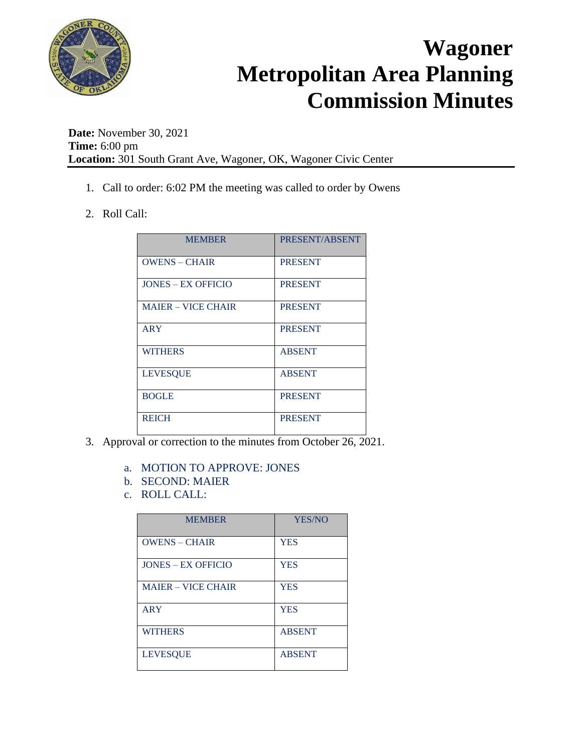# Wagoner Metropolitan Area Planning Commission Minutes

**Date:** November 30, 2021
**Time:** 6:00 pm
**Location:** 301 South Grant Ave, Wagoner, OK, Wagoner Civic Center

1. Call to order: 6:02 PM the meeting was called to order by Owens
2. Roll Call:

| MEMBER | PRESENT/ABSENT |
|---|---|
| OWENS – CHAIR | PRESENT |
| JONES – EX OFFICIO | PRESENT |
| MAIER – VICE CHAIR | PRESENT |
| ARY | PRESENT |
| WITHERS | ABSENT |
| LEVESQUE | ABSENT |
| BOGLE | PRESENT |
| REICH | PRESENT |

3. Approval or correction to the minutes from October 26, 2021.
   a. MOTION TO APPROVE: JONES
   b. SECOND: MAIER
   c. ROLL CALL:

| MEMBER | YES/NO |
|---|---|
| OWENS – CHAIR | YES |
| JONES – EX OFFICIO | YES |
| MAIER – VICE CHAIR | YES |
| ARY | YES |
| WITHERS | ABSENT |
| LEVESQUE | ABSENT |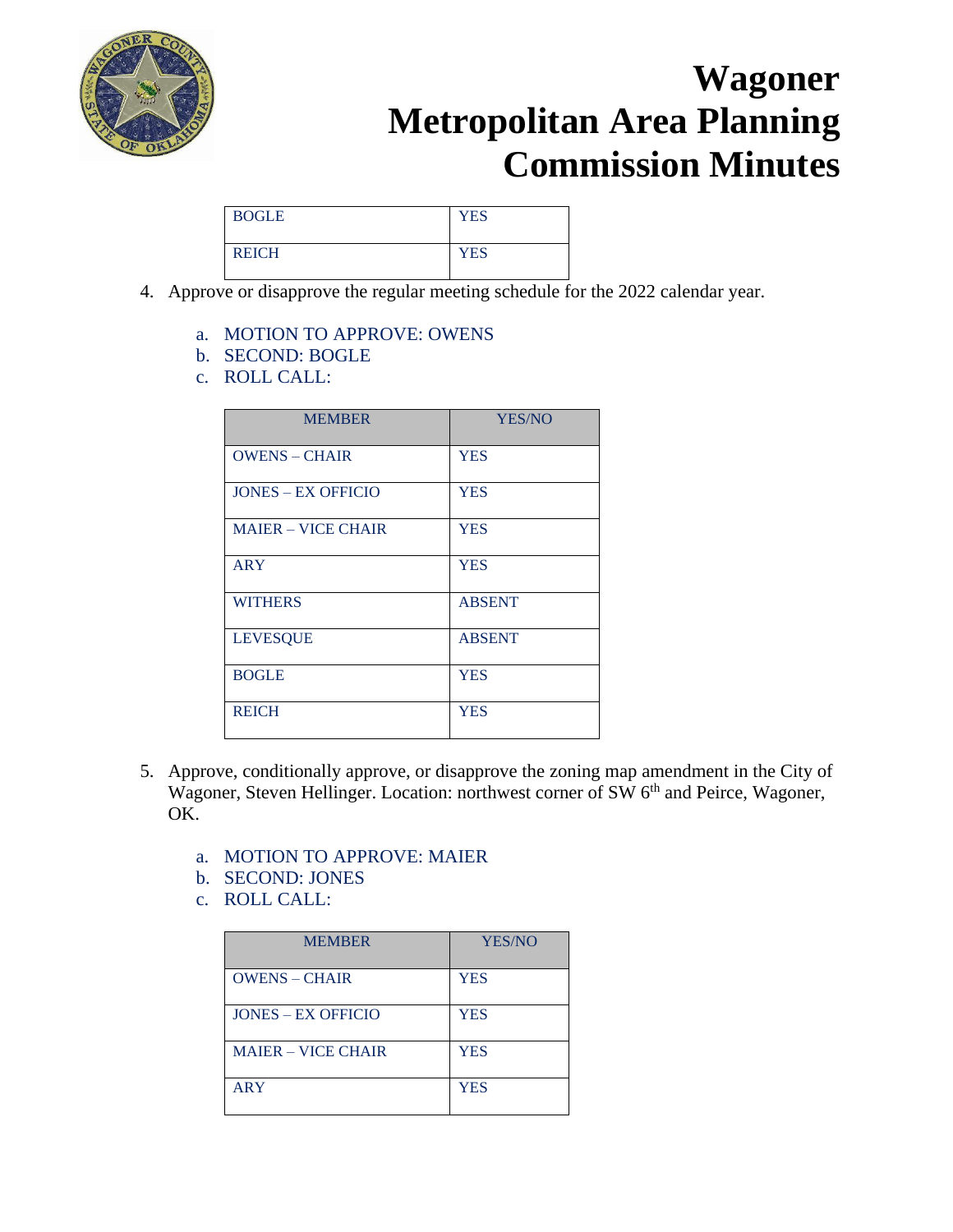| BOGLE | YES |
|---|---|
| REICH | YES |

4. Approve or disapprove the regular meeting schedule for the 2022 calendar year.

   a. MOTION TO APPROVE: OWENS
   b. SECOND: BOGLE
   c. ROLL CALL:

| MEMBER | YES/NO |
|---|---|
| OWENS – CHAIR | YES |
| JONES – EX OFFICIO | YES |
| MAIER – VICE CHAIR | YES |
| ARY | YES |
| WITHERS | ABSENT |
| LEVESQUE | ABSENT |
| BOGLE | YES |
| REICH | YES |

5. Approve, conditionally approve, or disapprove the zoning map amendment in the City of Wagoner, Steven Hellinger. Location: northwest corner of SW 6th and Peirce, Wagoner, OK.

   a. MOTION TO APPROVE: MAIER
   b. SECOND: JONES
   c. ROLL CALL:

| MEMBER | YES/NO |
|---|---|
| OWENS – CHAIR | YES |
| JONES – EX OFFICIO | YES |
| MAIER – VICE CHAIR | YES |
| ARY | YES |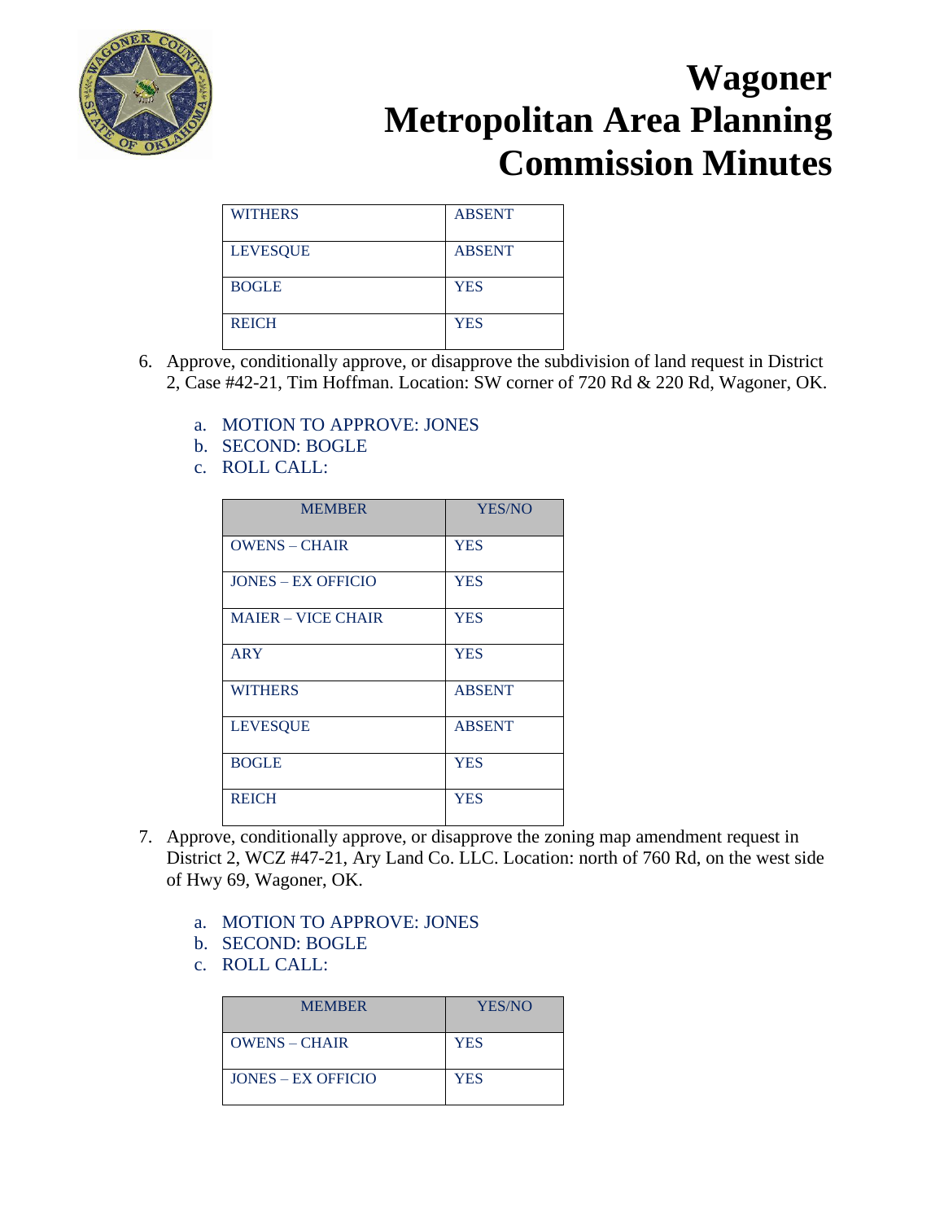# Wagoner Metropolitan Area Planning Commission Minutes

| | |
|---|---|
| WITHERS | ABSENT |
| LEVESQUE | ABSENT |
| BOGLE | YES |
| REICH | YES |

6. Approve, conditionally approve, or disapprove the subdivision of land request in District 2, Case #42-21, Tim Hoffman. Location: SW corner of 720 Rd & 220 Rd, Wagoner, OK.

   a. MOTION TO APPROVE: JONES
   b. SECOND: BOGLE
   c. ROLL CALL:

| MEMBER | YES/NO |
|---|---|
| OWENS – CHAIR | YES |
| JONES – EX OFFICIO | YES |
| MAIER – VICE CHAIR | YES |
| ARY | YES |
| WITHERS | ABSENT |
| LEVESQUE | ABSENT |
| BOGLE | YES |
| REICH | YES |

7. Approve, conditionally approve, or disapprove the zoning map amendment request in District 2, WCZ #47-21, Ary Land Co. LLC. Location: north of 760 Rd, on the west side of Hwy 69, Wagoner, OK.

   a. MOTION TO APPROVE: JONES
   b. SECOND: BOGLE
   c. ROLL CALL:

| MEMBER | YES/NO |
|---|---|
| OWENS – CHAIR | YES |
| JONES – EX OFFICIO | YES |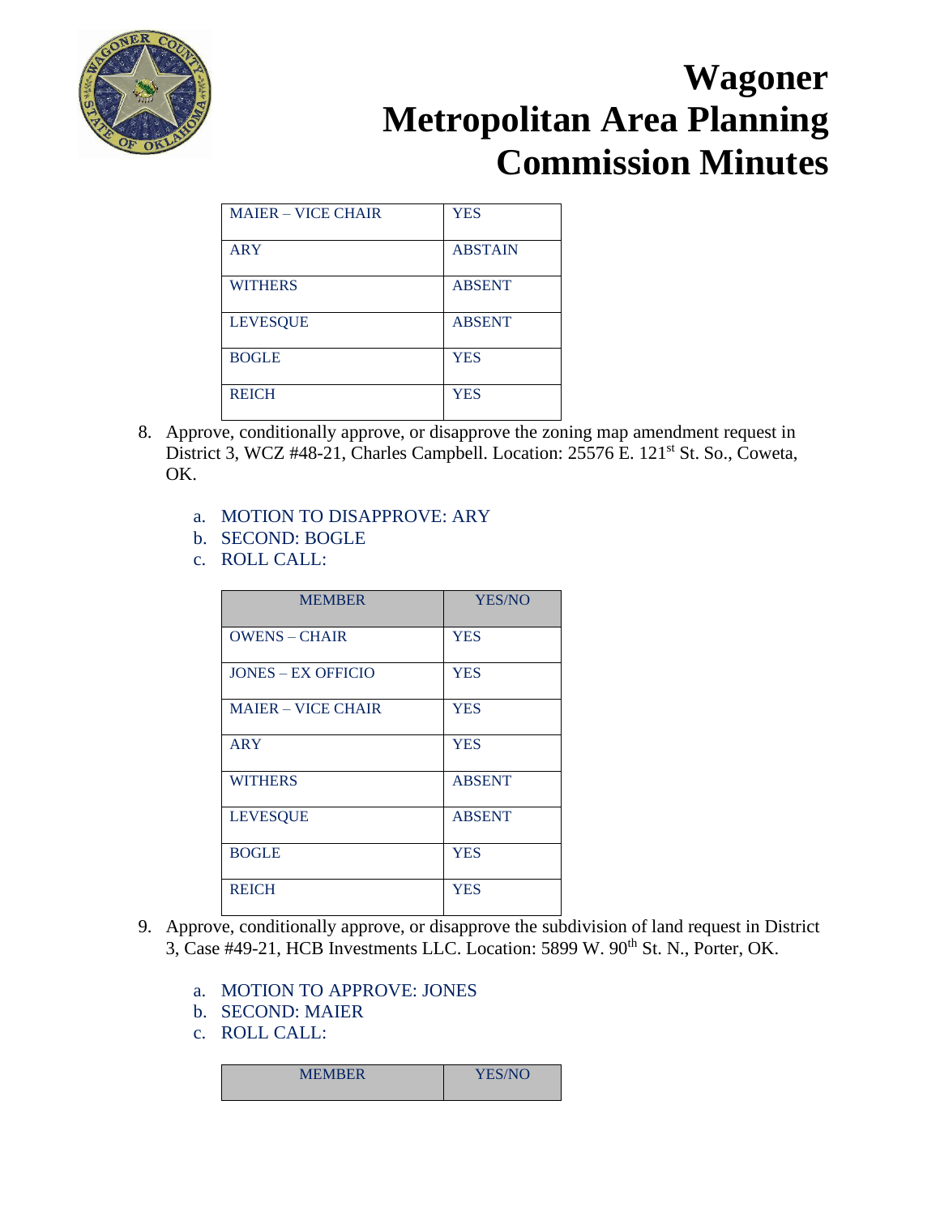# Wagoner Metropolitan Area Planning Commission Minutes

| | |
|---|---|
| MAIER – VICE CHAIR | YES |
| ARY | ABSTAIN |
| WITHERS | ABSENT |
| LEVESQUE | ABSENT |
| BOGLE | YES |
| REICH | YES |

8. Approve, conditionally approve, or disapprove the zoning map amendment request in District 3, WCZ #48-21, Charles Campbell. Location: 25576 E. 121st St. So., Coweta, OK.

   a. MOTION TO DISAPPROVE: ARY
   b. SECOND: BOGLE
   c. ROLL CALL:

| MEMBER | YES/NO |
|---|---|
| OWENS – CHAIR | YES |
| JONES – EX OFFICIO | YES |
| MAIER – VICE CHAIR | YES |
| ARY | YES |
| WITHERS | ABSENT |
| LEVESQUE | ABSENT |
| BOGLE | YES |
| REICH | YES |

9. Approve, conditionally approve, or disapprove the subdivision of land request in District 3, Case #49-21, HCB Investments LLC. Location: 5899 W. 90th St. N., Porter, OK.

   a. MOTION TO APPROVE: JONES
   b. SECOND: MAIER
   c. ROLL CALL:

| MEMBER | YES/NO |
|---|---|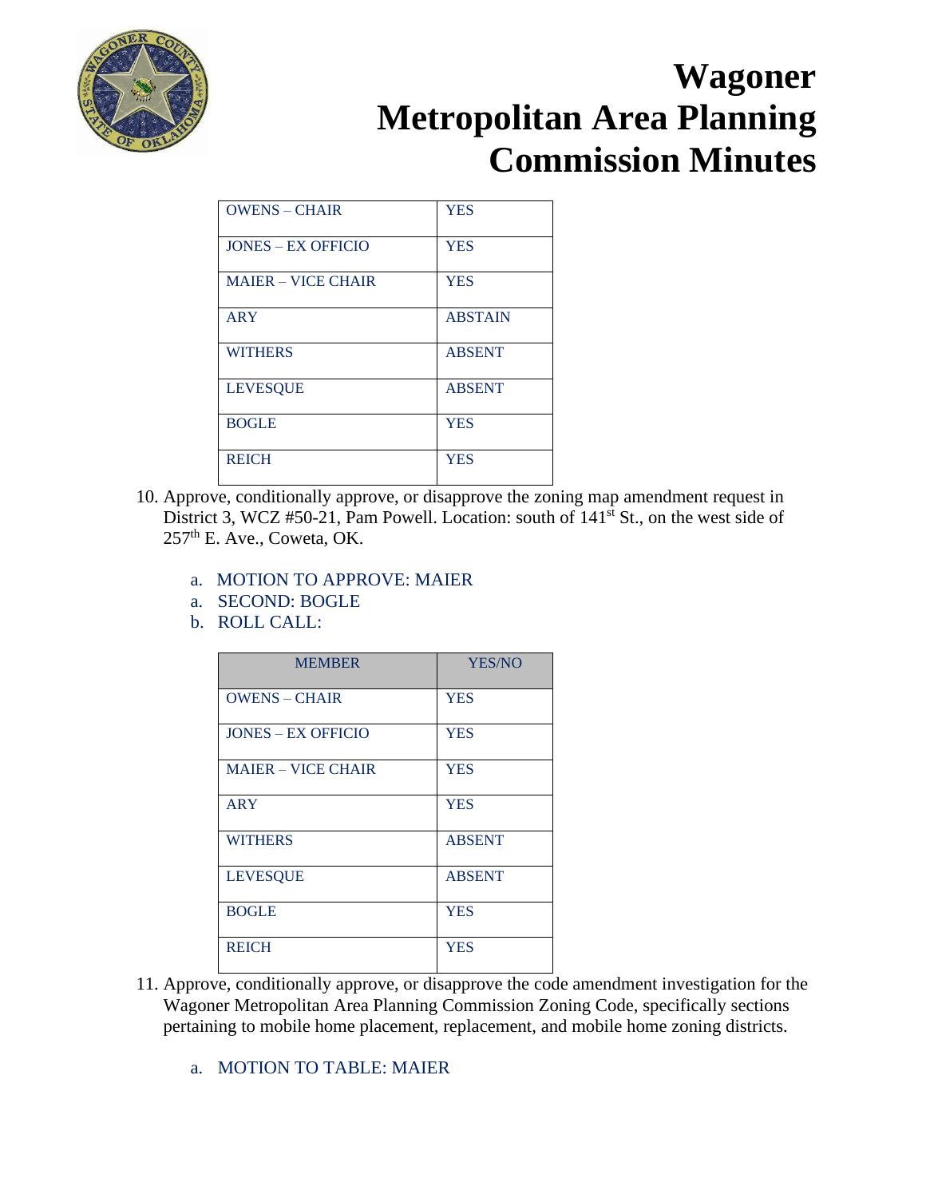# Wagoner Metropolitan Area Planning Commission Minutes

| | |
|---|---|
| OWENS – CHAIR | YES |
| JONES – EX OFFICIO | YES |
| MAIER – VICE CHAIR | YES |
| ARY | ABSTAIN |
| WITHERS | ABSENT |
| LEVESQUE | ABSENT |
| BOGLE | YES |
| REICH | YES |

10. Approve, conditionally approve, or disapprove the zoning map amendment request in District 3, WCZ #50-21, Pam Powell. Location: south of 141st St., on the west side of 257th E. Ave., Coweta, OK.

    a. MOTION TO APPROVE: MAIER
    a. SECOND: BOGLE
    b. ROLL CALL:

| MEMBER | YES/NO |
|---|---|
| OWENS – CHAIR | YES |
| JONES – EX OFFICIO | YES |
| MAIER – VICE CHAIR | YES |
| ARY | YES |
| WITHERS | ABSENT |
| LEVESQUE | ABSENT |
| BOGLE | YES |
| REICH | YES |

11. Approve, conditionally approve, or disapprove the code amendment investigation for the Wagoner Metropolitan Area Planning Commission Zoning Code, specifically sections pertaining to mobile home placement, replacement, and mobile home zoning districts.

    a. MOTION TO TABLE: MAIER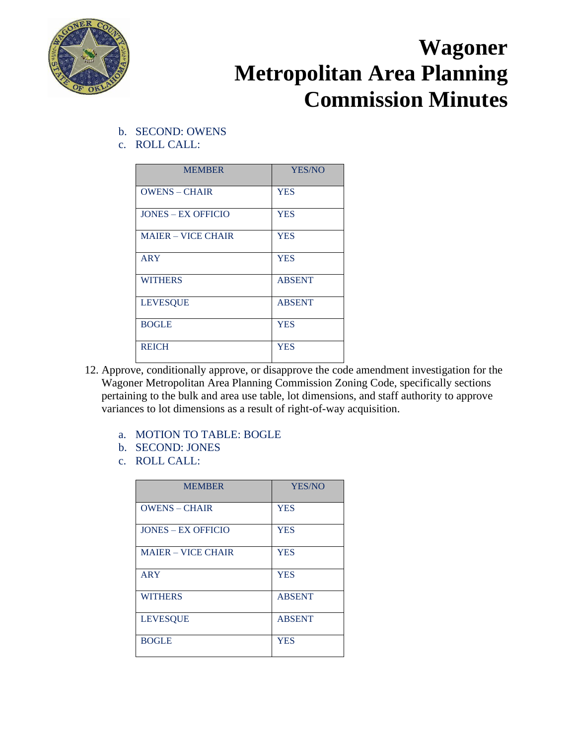b. SECOND: OWENS
c. ROLL CALL:

| MEMBER | YES/NO |
|---|---|
| OWENS – CHAIR | YES |
| JONES – EX OFFICIO | YES |
| MAIER – VICE CHAIR | YES |
| ARY | YES |
| WITHERS | ABSENT |
| LEVESQUE | ABSENT |
| BOGLE | YES |
| REICH | YES |

12. Approve, conditionally approve, or disapprove the code amendment investigation for the Wagoner Metropolitan Area Planning Commission Zoning Code, specifically sections pertaining to the bulk and area use table, lot dimensions, and staff authority to approve variances to lot dimensions as a result of right-of-way acquisition.

    a. MOTION TO TABLE: BOGLE
    b. SECOND: JONES
    c. ROLL CALL:

| MEMBER | YES/NO |
|---|---|
| OWENS – CHAIR | YES |
| JONES – EX OFFICIO | YES |
| MAIER – VICE CHAIR | YES |
| ARY | YES |
| WITHERS | ABSENT |
| LEVESQUE | ABSENT |
| BOGLE | YES |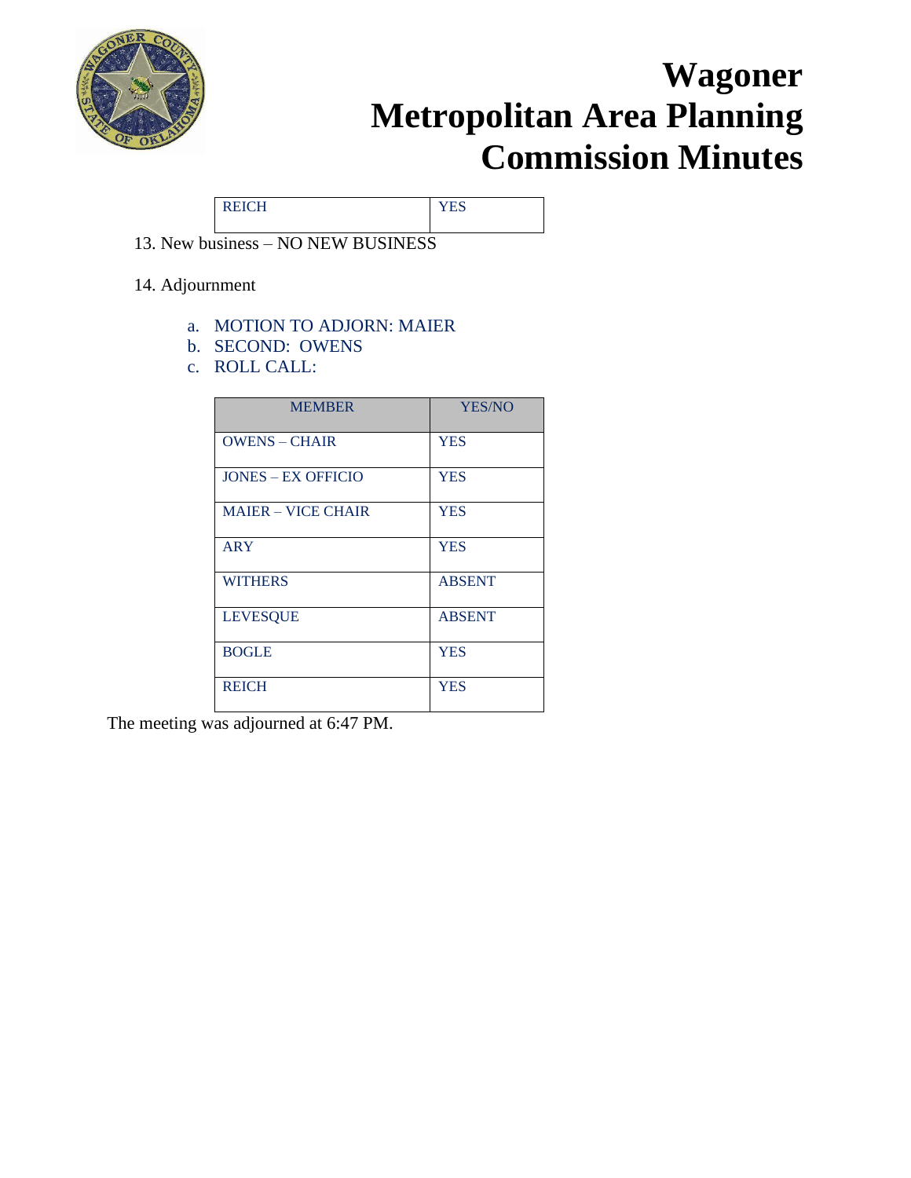# Wagoner Metropolitan Area Planning Commission Minutes

| | |
|---|---|
| REICH | YES |

13. New business – NO NEW BUSINESS

14. Adjournment

    a. MOTION TO ADJORN: MAIER
    b. SECOND: OWENS
    c. ROLL CALL:

| MEMBER | YES/NO |
|---|---|
| OWENS – CHAIR | YES |
| JONES – EX OFFICIO | YES |
| MAIER – VICE CHAIR | YES |
| ARY | YES |
| WITHERS | ABSENT |
| LEVESQUE | ABSENT |
| BOGLE | YES |
| REICH | YES |

The meeting was adjourned at 6:47 PM.